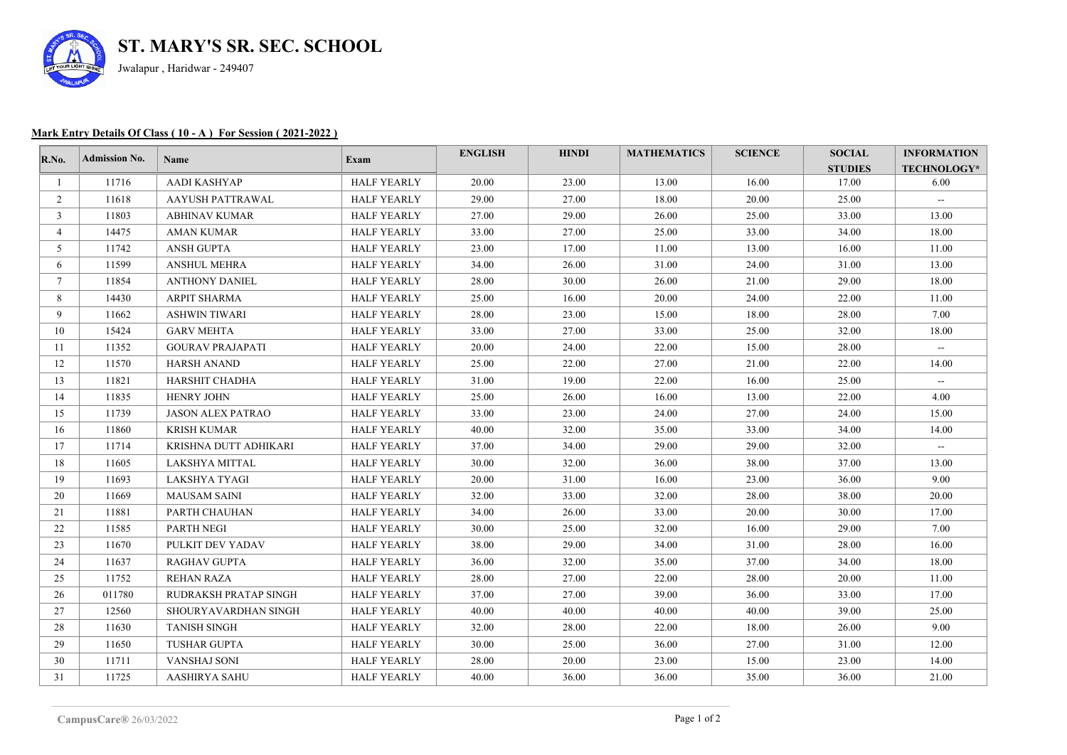# ST. MARY'S SR. SEC. SCHOOL

Jwalapur , Haridwar - 249407

**Mark Entry Details Of Class ( 10 - A ) For Session ( 2021-2022 )**

| R.No. | Admission No. | Name | Exam | ENGLISH | HINDI | MATHEMATICS | SCIENCE | SOCIAL STUDIES | INFORMATION TECHNOLOGY* |
|---|---|---|---|---|---|---|---|---|---|
| 1 | 11716 | AADI KASHYAP | HALF YEARLY | 20.00 | 23.00 | 13.00 | 16.00 | 17.00 | 6.00 |
| 2 | 11618 | AAYUSH PATTRAWAL | HALF YEARLY | 29.00 | 27.00 | 18.00 | 20.00 | 25.00 | -- |
| 3 | 11803 | ABHINAV KUMAR | HALF YEARLY | 27.00 | 29.00 | 26.00 | 25.00 | 33.00 | 13.00 |
| 4 | 14475 | AMAN KUMAR | HALF YEARLY | 33.00 | 27.00 | 25.00 | 33.00 | 34.00 | 18.00 |
| 5 | 11742 | ANSH GUPTA | HALF YEARLY | 23.00 | 17.00 | 11.00 | 13.00 | 16.00 | 11.00 |
| 6 | 11599 | ANSHUL MEHRA | HALF YEARLY | 34.00 | 26.00 | 31.00 | 24.00 | 31.00 | 13.00 |
| 7 | 11854 | ANTHONY DANIEL | HALF YEARLY | 28.00 | 30.00 | 26.00 | 21.00 | 29.00 | 18.00 |
| 8 | 14430 | ARPIT SHARMA | HALF YEARLY | 25.00 | 16.00 | 20.00 | 24.00 | 22.00 | 11.00 |
| 9 | 11662 | ASHWIN TIWARI | HALF YEARLY | 28.00 | 23.00 | 15.00 | 18.00 | 28.00 | 7.00 |
| 10 | 15424 | GARV MEHTA | HALF YEARLY | 33.00 | 27.00 | 33.00 | 25.00 | 32.00 | 18.00 |
| 11 | 11352 | GOURAV PRAJAPATI | HALF YEARLY | 20.00 | 24.00 | 22.00 | 15.00 | 28.00 | -- |
| 12 | 11570 | HARSH ANAND | HALF YEARLY | 25.00 | 22.00 | 27.00 | 21.00 | 22.00 | 14.00 |
| 13 | 11821 | HARSHIT CHADHA | HALF YEARLY | 31.00 | 19.00 | 22.00 | 16.00 | 25.00 | -- |
| 14 | 11835 | HENRY JOHN | HALF YEARLY | 25.00 | 26.00 | 16.00 | 13.00 | 22.00 | 4.00 |
| 15 | 11739 | JASON ALEX PATRAO | HALF YEARLY | 33.00 | 23.00 | 24.00 | 27.00 | 24.00 | 15.00 |
| 16 | 11860 | KRISH KUMAR | HALF YEARLY | 40.00 | 32.00 | 35.00 | 33.00 | 34.00 | 14.00 |
| 17 | 11714 | KRISHNA DUTT ADHIKARI | HALF YEARLY | 37.00 | 34.00 | 29.00 | 29.00 | 32.00 | -- |
| 18 | 11605 | LAKSHYA MITTAL | HALF YEARLY | 30.00 | 32.00 | 36.00 | 38.00 | 37.00 | 13.00 |
| 19 | 11693 | LAKSHYA TYAGI | HALF YEARLY | 20.00 | 31.00 | 16.00 | 23.00 | 36.00 | 9.00 |
| 20 | 11669 | MAUSAM SAINI | HALF YEARLY | 32.00 | 33.00 | 32.00 | 28.00 | 38.00 | 20.00 |
| 21 | 11881 | PARTH CHAUHAN | HALF YEARLY | 34.00 | 26.00 | 33.00 | 20.00 | 30.00 | 17.00 |
| 22 | 11585 | PARTH NEGI | HALF YEARLY | 30.00 | 25.00 | 32.00 | 16.00 | 29.00 | 7.00 |
| 23 | 11670 | PULKIT DEV YADAV | HALF YEARLY | 38.00 | 29.00 | 34.00 | 31.00 | 28.00 | 16.00 |
| 24 | 11637 | RAGHAV GUPTA | HALF YEARLY | 36.00 | 32.00 | 35.00 | 37.00 | 34.00 | 18.00 |
| 25 | 11752 | REHAN RAZA | HALF YEARLY | 28.00 | 27.00 | 22.00 | 28.00 | 20.00 | 11.00 |
| 26 | 011780 | RUDRAKSH PRATAP SINGH | HALF YEARLY | 37.00 | 27.00 | 39.00 | 36.00 | 33.00 | 17.00 |
| 27 | 12560 | SHOURYAVARDHAN SINGH | HALF YEARLY | 40.00 | 40.00 | 40.00 | 40.00 | 39.00 | 25.00 |
| 28 | 11630 | TANISH SINGH | HALF YEARLY | 32.00 | 28.00 | 22.00 | 18.00 | 26.00 | 9.00 |
| 29 | 11650 | TUSHAR GUPTA | HALF YEARLY | 30.00 | 25.00 | 36.00 | 27.00 | 31.00 | 12.00 |
| 30 | 11711 | VANSHAJ SONI | HALF YEARLY | 28.00 | 20.00 | 23.00 | 15.00 | 23.00 | 14.00 |
| 31 | 11725 | AASHIRYA SAHU | HALF YEARLY | 40.00 | 36.00 | 36.00 | 35.00 | 36.00 | 21.00 |

**CampusCare®** 26/03/2022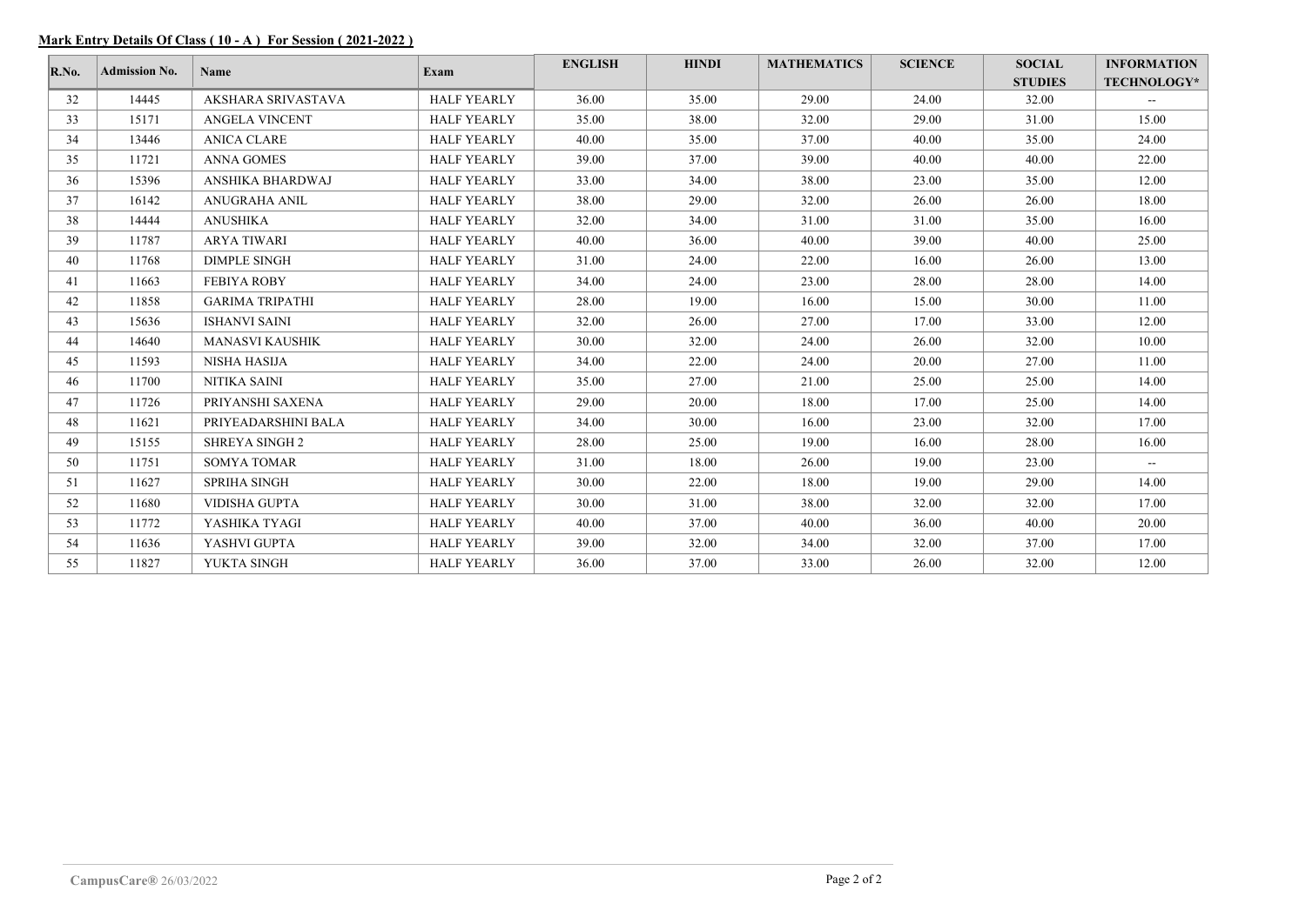**Mark Entry Details Of Class ( 10 - A ) For Session ( 2021-2022 )**

| R.No. | Admission No. | Name | Exam | ENGLISH | HINDI | MATHEMATICS | SCIENCE | SOCIAL STUDIES | INFORMATION TECHNOLOGY* |
|---|---|---|---|---|---|---|---|---|---|
| 32 | 14445 | AKSHARA SRIVASTAVA | HALF YEARLY | 36.00 | 35.00 | 29.00 | 24.00 | 32.00 | -- |
| 33 | 15171 | ANGELA VINCENT | HALF YEARLY | 35.00 | 38.00 | 32.00 | 29.00 | 31.00 | 15.00 |
| 34 | 13446 | ANICA CLARE | HALF YEARLY | 40.00 | 35.00 | 37.00 | 40.00 | 35.00 | 24.00 |
| 35 | 11721 | ANNA GOMES | HALF YEARLY | 39.00 | 37.00 | 39.00 | 40.00 | 40.00 | 22.00 |
| 36 | 15396 | ANSHIKA BHARDWAJ | HALF YEARLY | 33.00 | 34.00 | 38.00 | 23.00 | 35.00 | 12.00 |
| 37 | 16142 | ANUGRAHA ANIL | HALF YEARLY | 38.00 | 29.00 | 32.00 | 26.00 | 26.00 | 18.00 |
| 38 | 14444 | ANUSHIKA | HALF YEARLY | 32.00 | 34.00 | 31.00 | 31.00 | 35.00 | 16.00 |
| 39 | 11787 | ARYA TIWARI | HALF YEARLY | 40.00 | 36.00 | 40.00 | 39.00 | 40.00 | 25.00 |
| 40 | 11768 | DIMPLE SINGH | HALF YEARLY | 31.00 | 24.00 | 22.00 | 16.00 | 26.00 | 13.00 |
| 41 | 11663 | FEBIYA ROBY | HALF YEARLY | 34.00 | 24.00 | 23.00 | 28.00 | 28.00 | 14.00 |
| 42 | 11858 | GARIMA TRIPATHI | HALF YEARLY | 28.00 | 19.00 | 16.00 | 15.00 | 30.00 | 11.00 |
| 43 | 15636 | ISHANVI SAINI | HALF YEARLY | 32.00 | 26.00 | 27.00 | 17.00 | 33.00 | 12.00 |
| 44 | 14640 | MANASVI KAUSHIK | HALF YEARLY | 30.00 | 32.00 | 24.00 | 26.00 | 32.00 | 10.00 |
| 45 | 11593 | NISHA HASIJA | HALF YEARLY | 34.00 | 22.00 | 24.00 | 20.00 | 27.00 | 11.00 |
| 46 | 11700 | NITIKA SAINI | HALF YEARLY | 35.00 | 27.00 | 21.00 | 25.00 | 25.00 | 14.00 |
| 47 | 11726 | PRIYANSHI SAXENA | HALF YEARLY | 29.00 | 20.00 | 18.00 | 17.00 | 25.00 | 14.00 |
| 48 | 11621 | PRIYEADARSHINI BALA | HALF YEARLY | 34.00 | 30.00 | 16.00 | 23.00 | 32.00 | 17.00 |
| 49 | 15155 | SHREYA SINGH 2 | HALF YEARLY | 28.00 | 25.00 | 19.00 | 16.00 | 28.00 | 16.00 |
| 50 | 11751 | SOMYA TOMAR | HALF YEARLY | 31.00 | 18.00 | 26.00 | 19.00 | 23.00 | -- |
| 51 | 11627 | SPRIHA SINGH | HALF YEARLY | 30.00 | 22.00 | 18.00 | 19.00 | 29.00 | 14.00 |
| 52 | 11680 | VIDISHA GUPTA | HALF YEARLY | 30.00 | 31.00 | 38.00 | 32.00 | 32.00 | 17.00 |
| 53 | 11772 | YASHIKA TYAGI | HALF YEARLY | 40.00 | 37.00 | 40.00 | 36.00 | 40.00 | 20.00 |
| 54 | 11636 | YASHVI GUPTA | HALF YEARLY | 39.00 | 32.00 | 34.00 | 32.00 | 37.00 | 17.00 |
| 55 | 11827 | YUKTA SINGH | HALF YEARLY | 36.00 | 37.00 | 33.00 | 26.00 | 32.00 | 12.00 |